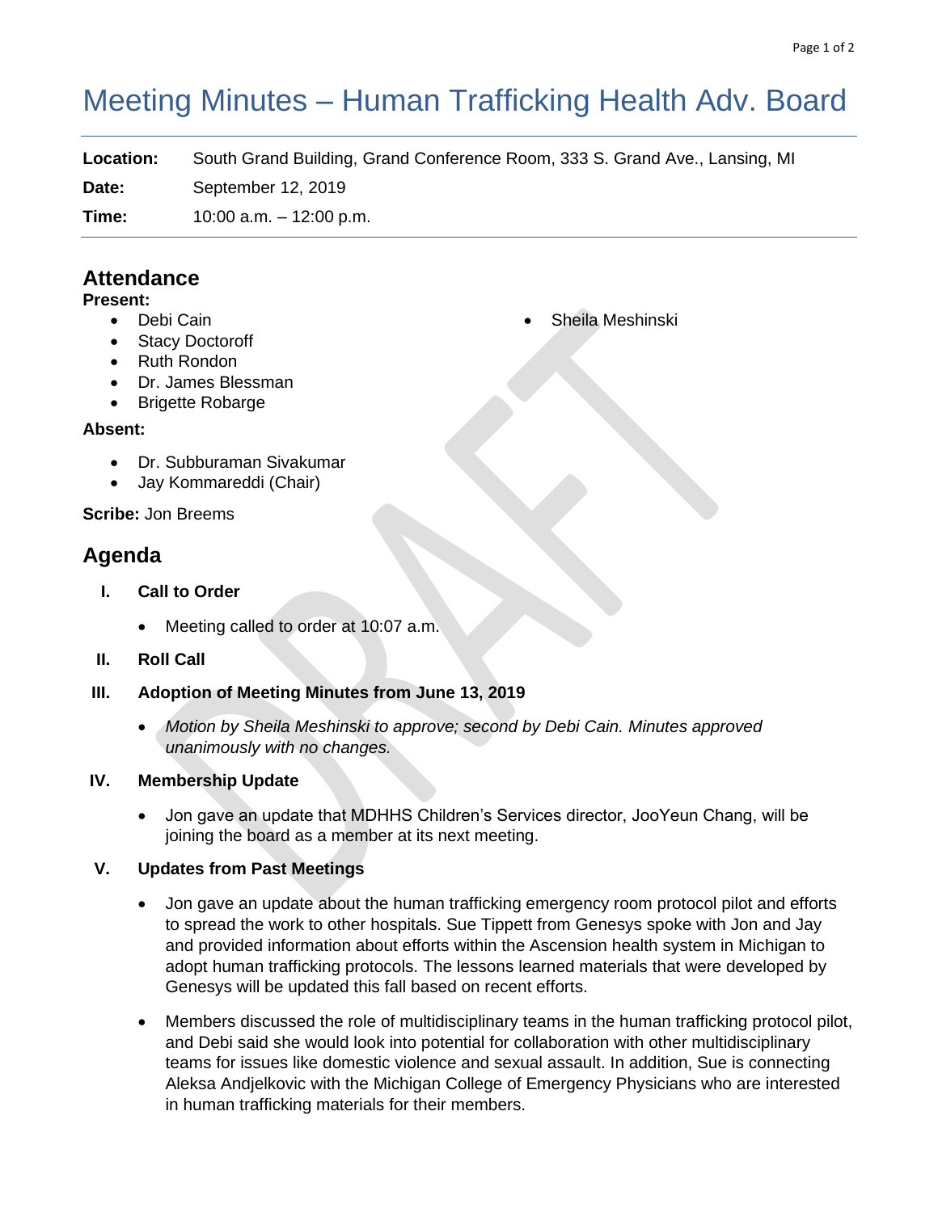# Meeting Minutes – Human Trafficking Health Adv. Board

**Location:** South Grand Building, Grand Conference Room, 333 S. Grand Ave., Lansing, MI

**Date:** September 12, 2019

**Time:** 10:00 a.m. – 12:00 p.m.

## Attendance

**Present:**

- Debi Cain
- Stacy Doctoroff
- Ruth Rondon
- Dr. James Blessman
- Brigette Robarge
- Sheila Meshinski

**Absent:**

- Dr. Subburaman Sivakumar
- Jay Kommareddi (Chair)

**Scribe:** Jon Breems

## Agenda

I. **Call to Order**

- Meeting called to order at 10:07 a.m.

II. **Roll Call**

III. **Adoption of Meeting Minutes from June 13, 2019**

- *Motion by Sheila Meshinski to approve; second by Debi Cain. Minutes approved unanimously with no changes.*

IV. **Membership Update**

- Jon gave an update that MDHHS Children's Services director, JooYeun Chang, will be joining the board as a member at its next meeting.

V. **Updates from Past Meetings**

- Jon gave an update about the human trafficking emergency room protocol pilot and efforts to spread the work to other hospitals. Sue Tippett from Genesys spoke with Jon and Jay and provided information about efforts within the Ascension health system in Michigan to adopt human trafficking protocols. The lessons learned materials that were developed by Genesys will be updated this fall based on recent efforts.
- Members discussed the role of multidisciplinary teams in the human trafficking protocol pilot, and Debi said she would look into potential for collaboration with other multidisciplinary teams for issues like domestic violence and sexual assault. In addition, Sue is connecting Aleksa Andjelkovic with the Michigan College of Emergency Physicians who are interested in human trafficking materials for their members.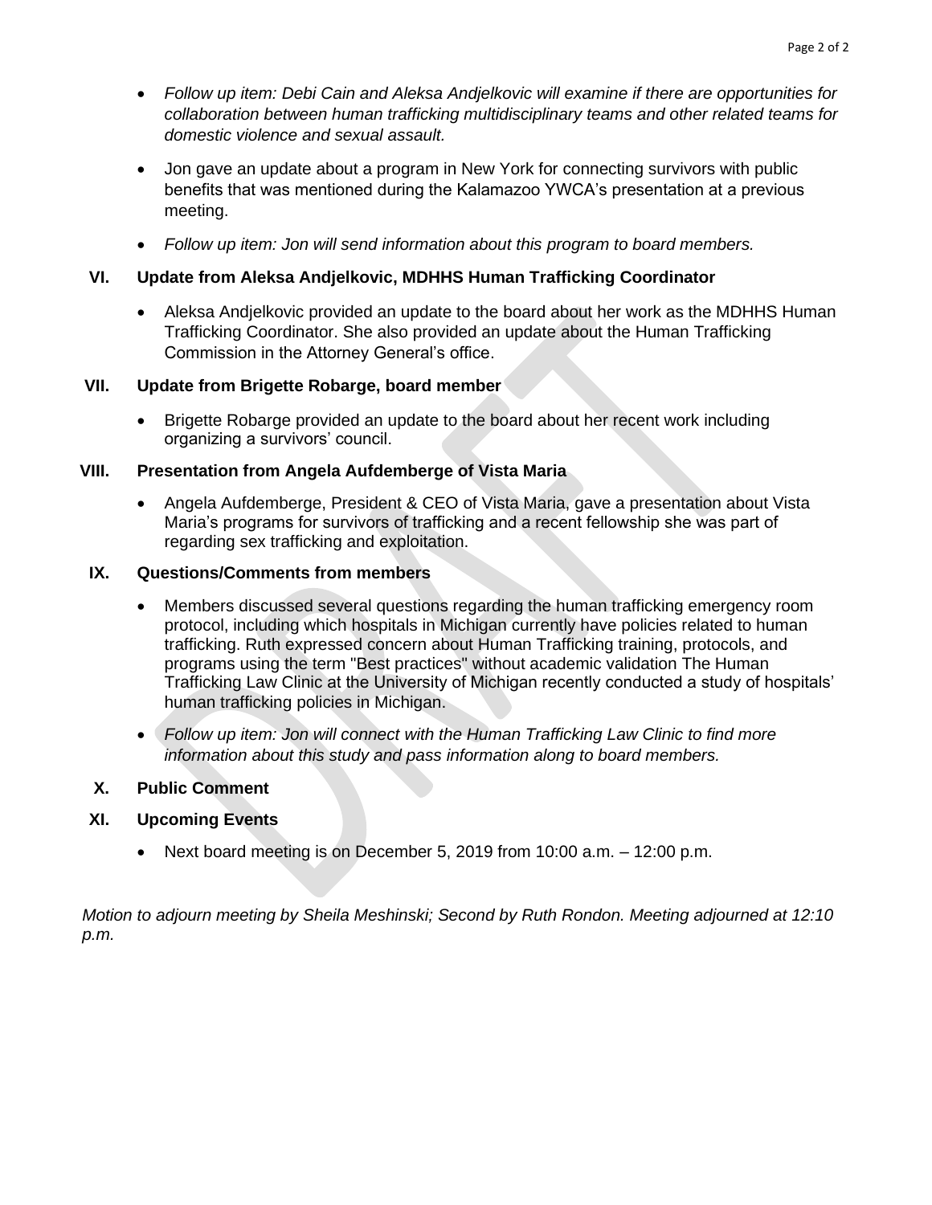- *Follow up item: Debi Cain and Aleksa Andjelkovic will examine if there are opportunities for collaboration between human trafficking multidisciplinary teams and other related teams for domestic violence and sexual assault.*
- Jon gave an update about a program in New York for connecting survivors with public benefits that was mentioned during the Kalamazoo YWCA's presentation at a previous meeting.
- *Follow up item: Jon will send information about this program to board members.*

## VI. Update from Aleksa Andjelkovic, MDHHS Human Trafficking Coordinator

- Aleksa Andjelkovic provided an update to the board about her work as the MDHHS Human Trafficking Coordinator. She also provided an update about the Human Trafficking Commission in the Attorney General's office.

## VII. Update from Brigette Robarge, board member

- Brigette Robarge provided an update to the board about her recent work including organizing a survivors' council.

## VIII. Presentation from Angela Aufdemberge of Vista Maria

- Angela Aufdemberge, President & CEO of Vista Maria, gave a presentation about Vista Maria's programs for survivors of trafficking and a recent fellowship she was part of regarding sex trafficking and exploitation.

## IX. Questions/Comments from members

- Members discussed several questions regarding the human trafficking emergency room protocol, including which hospitals in Michigan currently have policies related to human trafficking. Ruth expressed concern about Human Trafficking training, protocols, and programs using the term "Best practices" without academic validation The Human Trafficking Law Clinic at the University of Michigan recently conducted a study of hospitals' human trafficking policies in Michigan.
- *Follow up item: Jon will connect with the Human Trafficking Law Clinic to find more information about this study and pass information along to board members.*

## X. Public Comment

## XI. Upcoming Events

- Next board meeting is on December 5, 2019 from 10:00 a.m. – 12:00 p.m.

*Motion to adjourn meeting by Sheila Meshinski; Second by Ruth Rondon. Meeting adjourned at 12:10 p.m.*